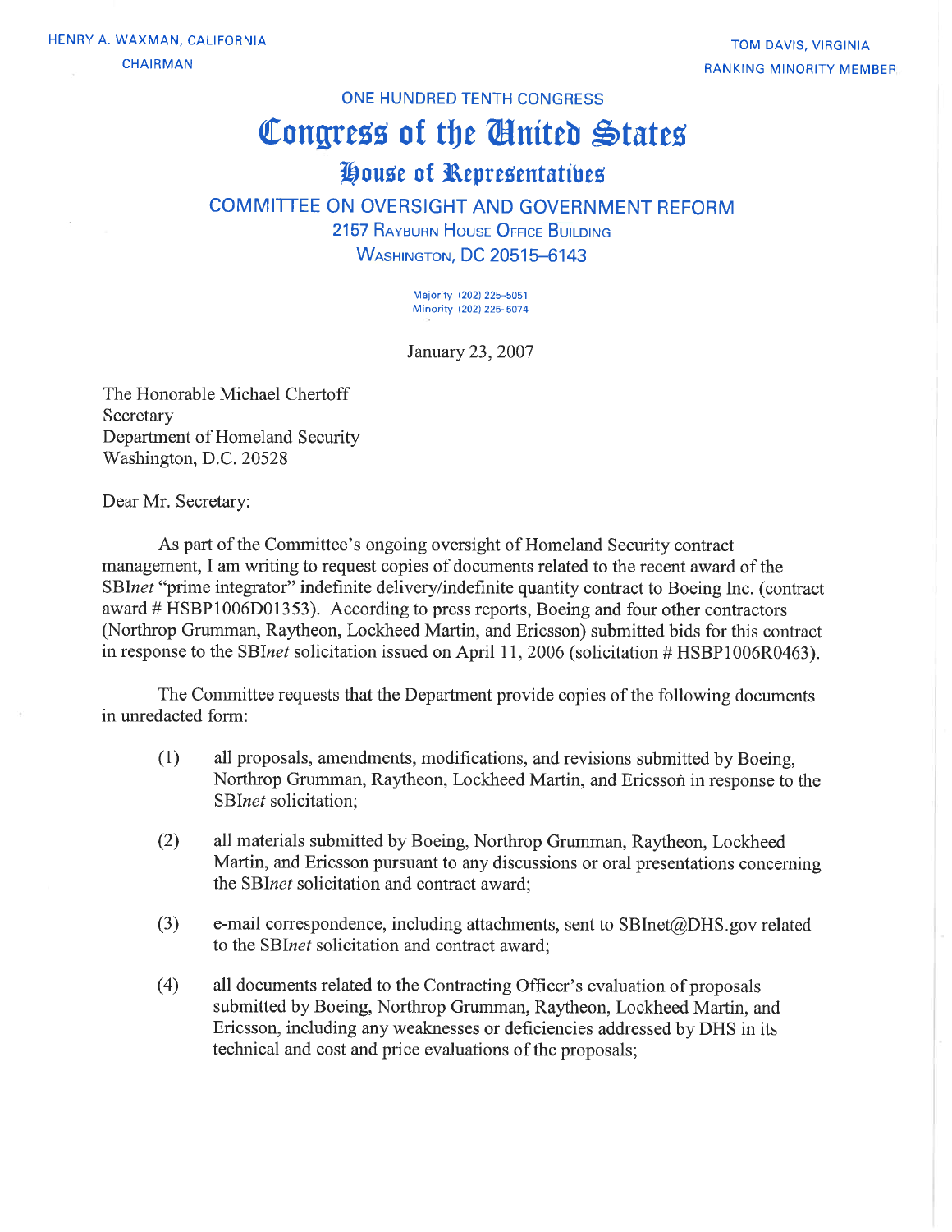HENRY A. WAXMAN, CALIFORNIA
CHAIRMAN

TOM DAVIS, VIRGINIA
RANKING MINORITY MEMBER

ONE HUNDRED TENTH CONGRESS

# Congress of the United States

## House of Representatives

### COMMITTEE ON OVERSIGHT AND GOVERNMENT REFORM

2157 RAYBURN HOUSE OFFICE BUILDING
WASHINGTON, DC 20515–6143

Majority (202) 225–5051
Minority (202) 225–5074

January 23, 2007

The Honorable Michael Chertoff
Secretary
Department of Homeland Security
Washington, D.C. 20528

Dear Mr. Secretary:

As part of the Committee's ongoing oversight of Homeland Security contract management, I am writing to request copies of documents related to the recent award of the SBI*net* "prime integrator" indefinite delivery/indefinite quantity contract to Boeing Inc. (contract award # HSBP1006D01353). According to press reports, Boeing and four other contractors (Northrop Grumman, Raytheon, Lockheed Martin, and Ericsson) submitted bids for this contract in response to the SBI*net* solicitation issued on April 11, 2006 (solicitation # HSBP1006R0463).

The Committee requests that the Department provide copies of the following documents in unredacted form:

(1) all proposals, amendments, modifications, and revisions submitted by Boeing, Northrop Grumman, Raytheon, Lockheed Martin, and Ericsson in response to the SBI*net* solicitation;

(2) all materials submitted by Boeing, Northrop Grumman, Raytheon, Lockheed Martin, and Ericsson pursuant to any discussions or oral presentations concerning the SBI*net* solicitation and contract award;

(3) e-mail correspondence, including attachments, sent to SBInet@DHS.gov related to the SBI*net* solicitation and contract award;

(4) all documents related to the Contracting Officer's evaluation of proposals submitted by Boeing, Northrop Grumman, Raytheon, Lockheed Martin, and Ericsson, including any weaknesses or deficiencies addressed by DHS in its technical and cost and price evaluations of the proposals;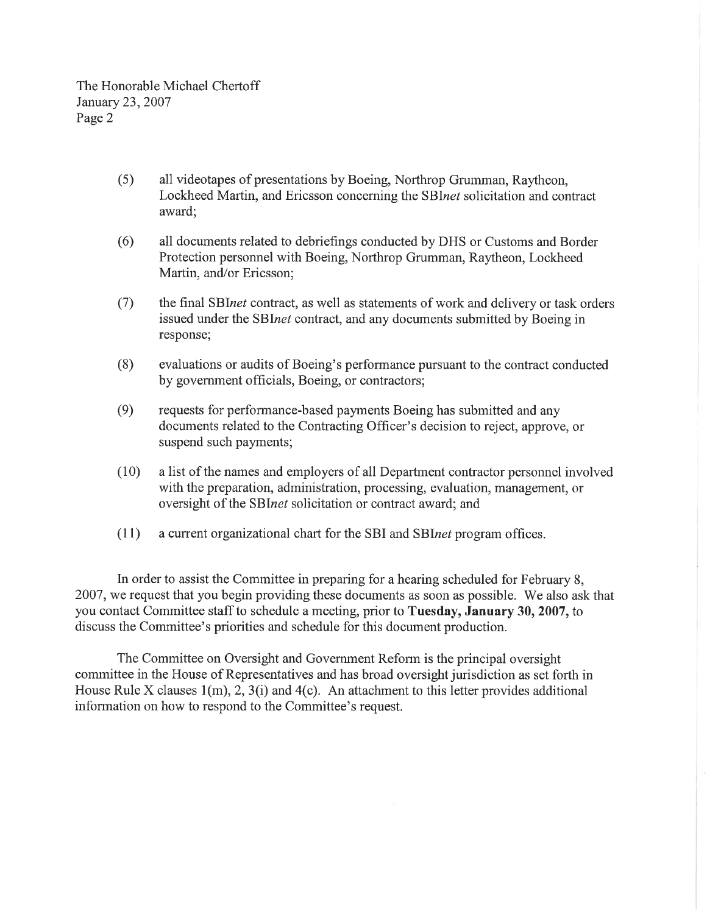(5) all videotapes of presentations by Boeing, Northrop Grumman, Raytheon, Lockheed Martin, and Ericsson concerning the SB*Inet* solicitation and contract award;

(6) all documents related to debriefings conducted by DHS or Customs and Border Protection personnel with Boeing, Northrop Grumman, Raytheon, Lockheed Martin, and/or Ericsson;

(7) the final SB*Inet* contract, as well as statements of work and delivery or task orders issued under the SB*Inet* contract, and any documents submitted by Boeing in response;

(8) evaluations or audits of Boeing's performance pursuant to the contract conducted by government officials, Boeing, or contractors;

(9) requests for performance-based payments Boeing has submitted and any documents related to the Contracting Officer's decision to reject, approve, or suspend such payments;

(10) a list of the names and employers of all Department contractor personnel involved with the preparation, administration, processing, evaluation, management, or oversight of the SB*Inet* solicitation or contract award; and

(11) a current organizational chart for the SBI and SB*Inet* program offices.

In order to assist the Committee in preparing for a hearing scheduled for February 8, 2007, we request that you begin providing these documents as soon as possible. We also ask that you contact Committee staff to schedule a meeting, prior to **Tuesday, January 30, 2007,** to discuss the Committee's priorities and schedule for this document production.

The Committee on Oversight and Government Reform is the principal oversight committee in the House of Representatives and has broad oversight jurisdiction as set forth in House Rule X clauses 1(m), 2, 3(i) and 4(c). An attachment to this letter provides additional information on how to respond to the Committee's request.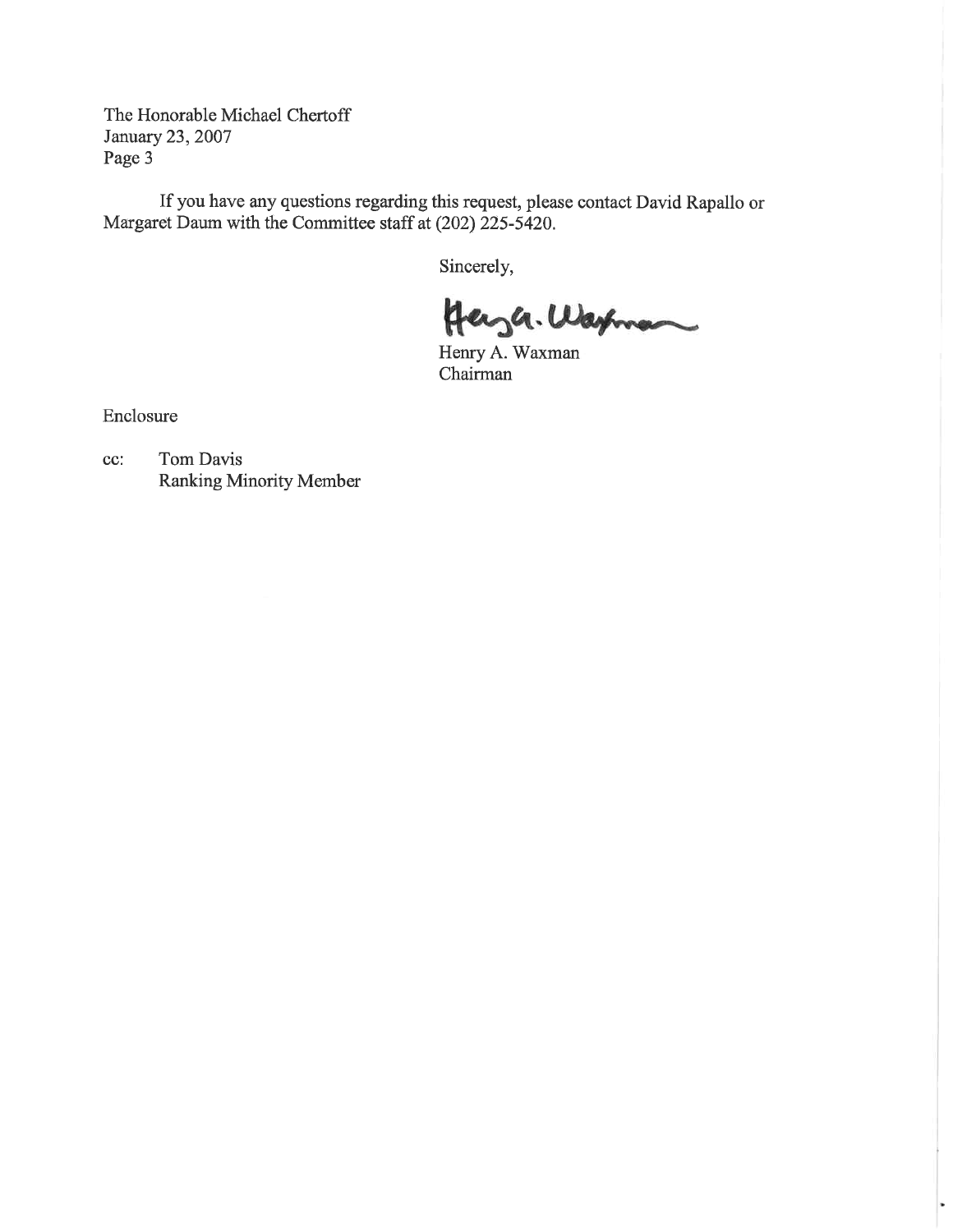The Honorable Michael Chertoff
January 23, 2007
Page 3

If you have any questions regarding this request, please contact David Rapallo or Margaret Daum with the Committee staff at (202) 225-5420.

Sincerely,

Henry A. Waxman
Chairman

Enclosure

cc: Tom Davis
Ranking Minority Member